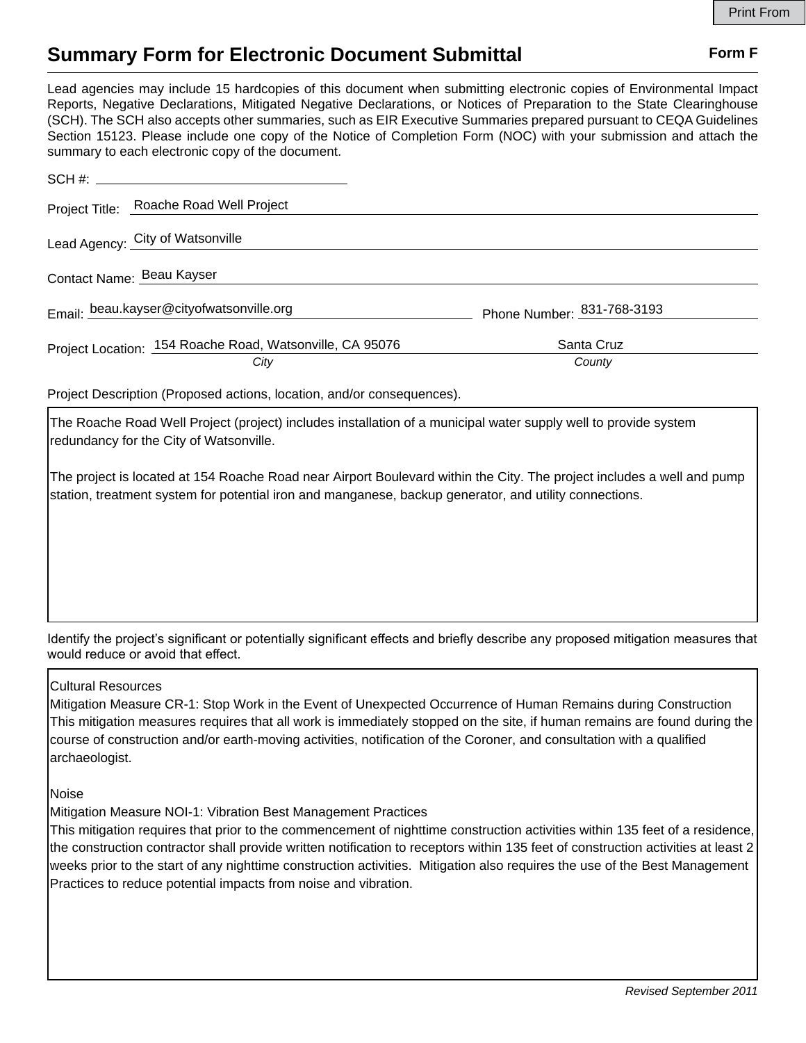Print From

# Summary Form for Electronic Document Submittal

**Form F**

Lead agencies may include 15 hardcopies of this document when submitting electronic copies of Environmental Impact Reports, Negative Declarations, Mitigated Negative Declarations, or Notices of Preparation to the State Clearinghouse (SCH). The SCH also accepts other summaries, such as EIR Executive Summaries prepared pursuant to CEQA Guidelines Section 15123. Please include one copy of the Notice of Completion Form (NOC) with your submission and attach the summary to each electronic copy of the document.

SCH #: ______________________

Project Title: Roache Road Well Project

Lead Agency: City of Watsonville

Contact Name: Beau Kayser

Email: beau.kayser@cityofwatsonville.org

Phone Number: 831-768-3193

Project Location: 154 Roache Road, Watsonville, CA 95076 (*City*) — Santa Cruz (*County*)

Project Description (Proposed actions, location, and/or consequences).

The Roache Road Well Project (project) includes installation of a municipal water supply well to provide system redundancy for the City of Watsonville.

The project is located at 154 Roache Road near Airport Boulevard within the City. The project includes a well and pump station, treatment system for potential iron and manganese, backup generator, and utility connections.

Identify the project's significant or potentially significant effects and briefly describe any proposed mitigation measures that would reduce or avoid that effect.

Cultural Resources
Mitigation Measure CR-1: Stop Work in the Event of Unexpected Occurrence of Human Remains during Construction
This mitigation measures requires that all work is immediately stopped on the site, if human remains are found during the course of construction and/or earth-moving activities, notification of the Coroner, and consultation with a qualified archaeologist.

Noise
Mitigation Measure NOI-1: Vibration Best Management Practices
This mitigation requires that prior to the commencement of nighttime construction activities within 135 feet of a residence, the construction contractor shall provide written notification to receptors within 135 feet of construction activities at least 2 weeks prior to the start of any nighttime construction activities. Mitigation also requires the use of the Best Management Practices to reduce potential impacts from noise and vibration.

*Revised September 2011*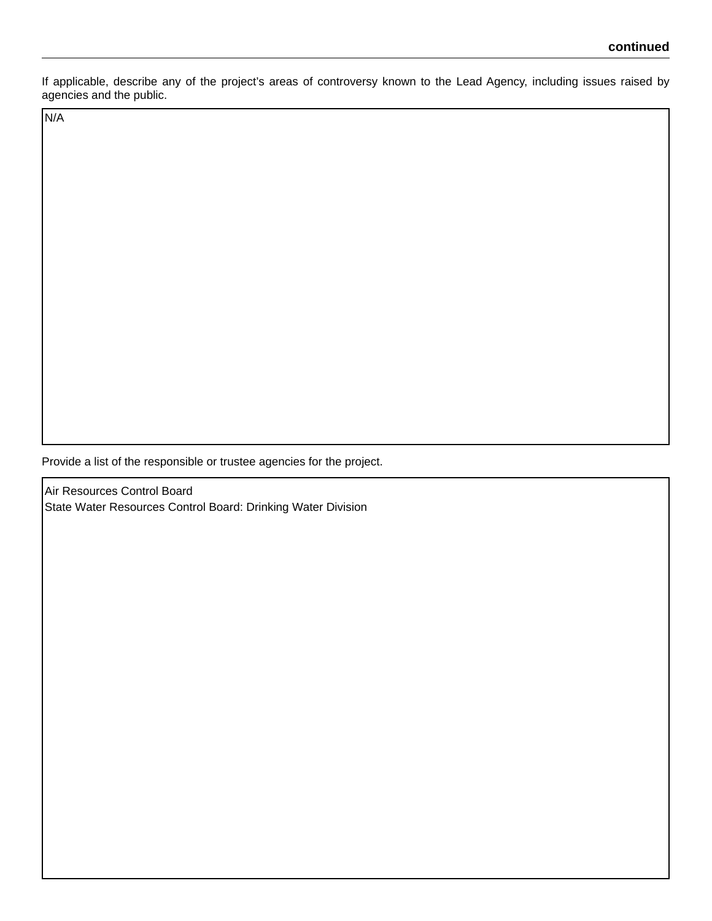**continued**

If applicable, describe any of the project's areas of controversy known to the Lead Agency, including issues raised by agencies and the public.

N/A

Provide a list of the responsible or trustee agencies for the project.

Air Resources Control Board
State Water Resources Control Board: Drinking Water Division